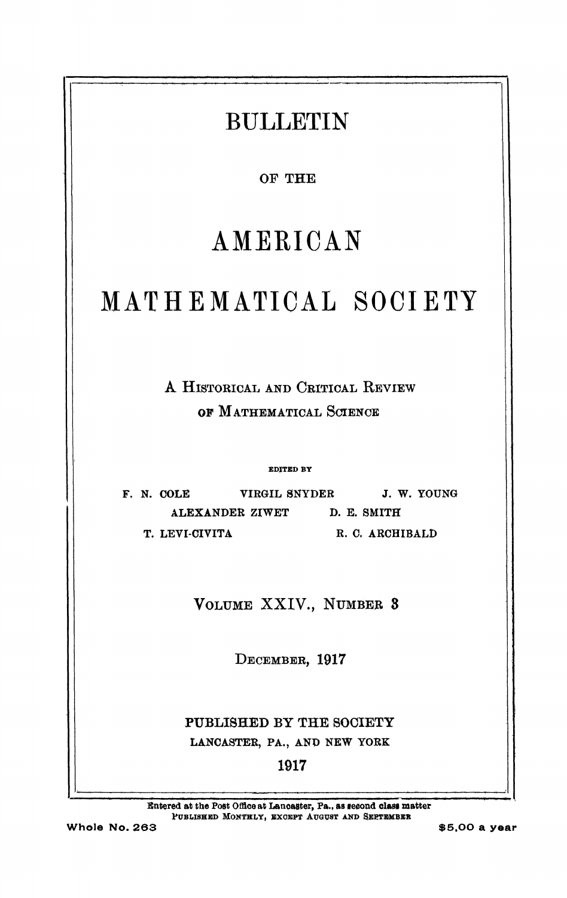# BULLETIN

OF THE

# AMERICAN

# MATHEMATICAL SOCIETY

A HISTORICAL AND CRITICAL REVIEW

OF MATHEMATICAL SCIENCE

EDITED BY

F. N. COLE VIRGIL SNYDER J. W. YOUNG

ALEXANDER ZIWET D. E. SMITH

T. LEVI-CIVITA R. C. ARCHIBALD

VOLUME XXIV., NUMBER 3

DECEMBER, 1917

PUBLISHED BY THE SOCIETY

LANCASTER, PA., AND NEW YORK

1917

Entered at the Post Office at Lancaster, Pa., as second class matter

PUBLISHED MONTHLY, EXCEPT AUGUST AND SEPTEMBER

Whole No. 263 $5.00 a year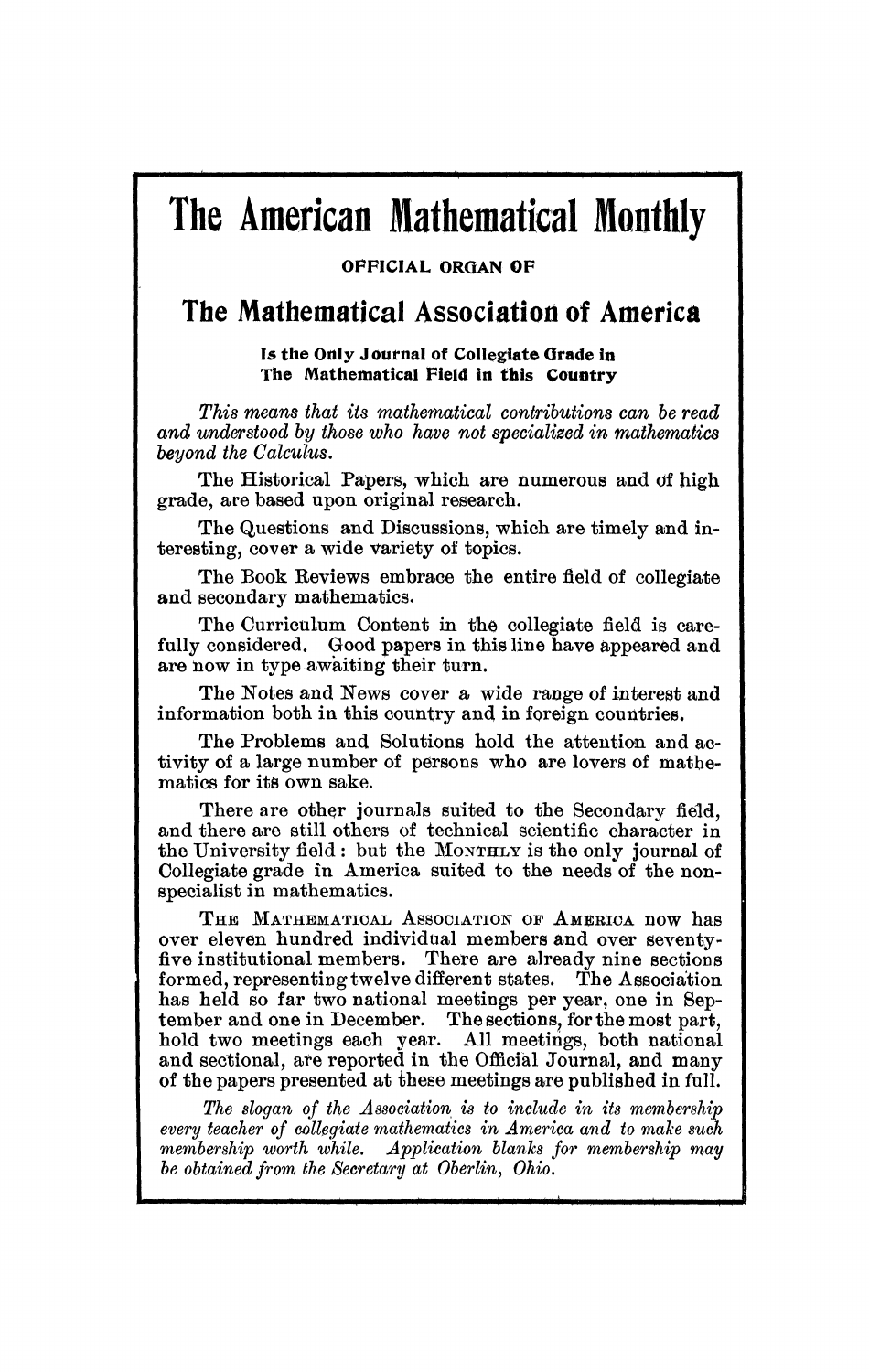# The American Mathematical Monthly

OFFICIAL ORGAN OF

## The Mathematical Association of America

**Is the Only Journal of Collegiate Grade in The Mathematical Field in this Country**

*This means that its mathematical contributions can be read and understood by those who have not specialized in mathematics beyond the Calculus.*

The Historical Papers, which are numerous and of high grade, are based upon original research.

The Questions and Discussions, which are timely and interesting, cover a wide variety of topics.

The Book Reviews embrace the entire field of collegiate and secondary mathematics.

The Curriculum Content in the collegiate field is carefully considered. Good papers in this line have appeared and are now in type awaiting their turn.

The Notes and News cover a wide range of interest and information both in this country and in foreign countries.

The Problems and Solutions hold the attention and activity of a large number of persons who are lovers of mathematics for its own sake.

There are other journals suited to the Secondary field, and there are still others of technical scientific character in the University field: but the MONTHLY is the only journal of Collegiate grade in America suited to the needs of the non-specialist in mathematics.

THE MATHEMATICAL ASSOCIATION OF AMERICA now has over eleven hundred individual members and over seventy-five institutional members. There are already nine sections formed, representing twelve different states. The Association has held so far two national meetings per year, one in September and one in December. The sections, for the most part, hold two meetings each year. All meetings, both national and sectional, are reported in the Official Journal, and many of the papers presented at these meetings are published in full.

*The slogan of the Association is to include in its membership every teacher of collegiate mathematics in America and to make such membership worth while. Application blanks for membership may be obtained from the Secretary at Oberlin, Ohio.*